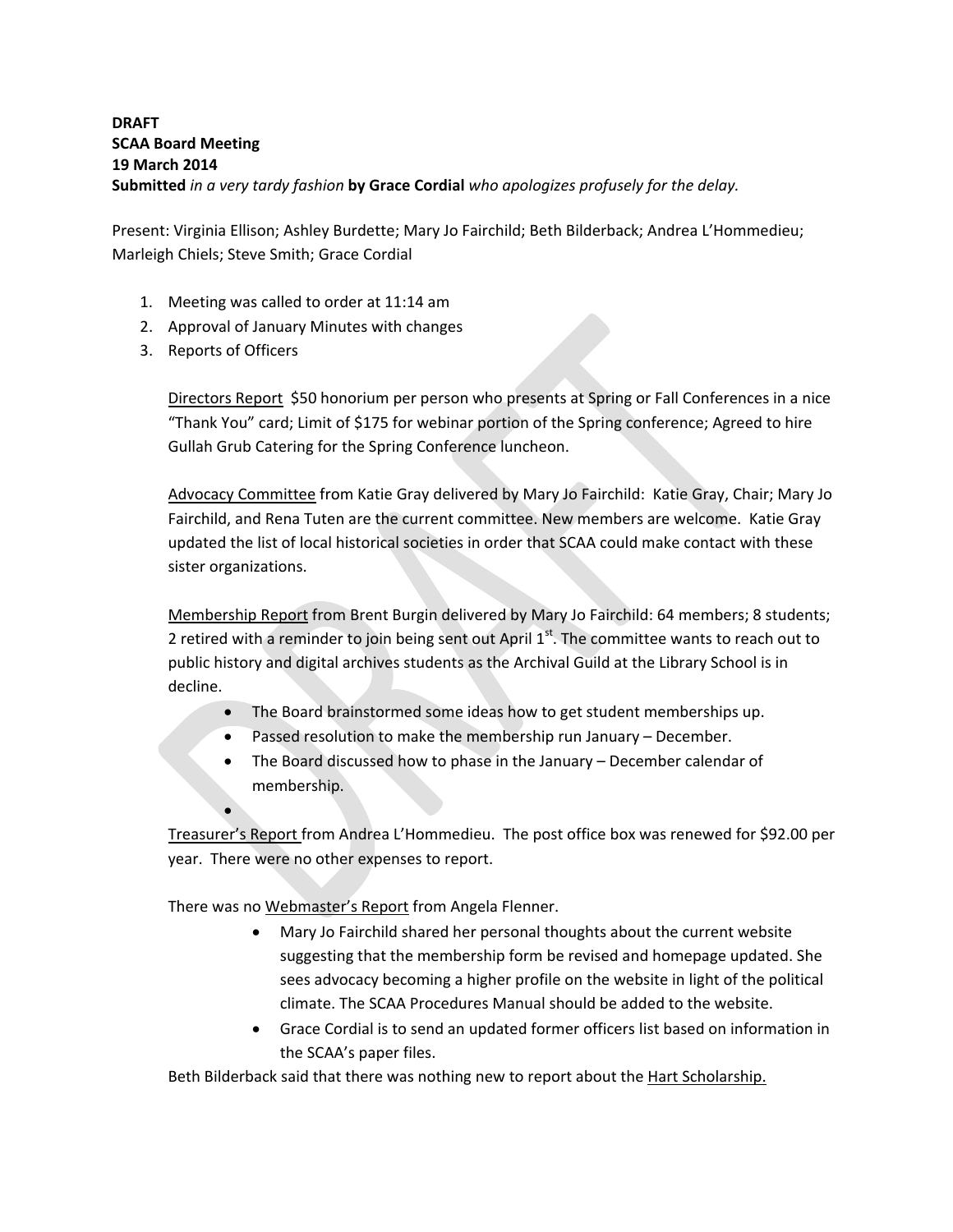**DRAFT**
**SCAA Board Meeting**
**19 March 2014**
**Submitted** *in a very tardy fashion* **by Grace Cordial** *who apologizes profusely for the delay.*

Present: Virginia Ellison; Ashley Burdette; Mary Jo Fairchild; Beth Bilderback; Andrea L'Hommedieu; Marleigh Chiels; Steve Smith; Grace Cordial

1. Meeting was called to order at 11:14 am
2. Approval of January Minutes with changes
3. Reports of Officers

   Directors Report  $50 honorium per person who presents at Spring or Fall Conferences in a nice "Thank You" card; Limit of $175 for webinar portion of the Spring conference; Agreed to hire Gullah Grub Catering for the Spring Conference luncheon.

   Advocacy Committee from Katie Gray delivered by Mary Jo Fairchild: Katie Gray, Chair; Mary Jo Fairchild, and Rena Tuten are the current committee. New members are welcome. Katie Gray updated the list of local historical societies in order that SCAA could make contact with these sister organizations.

   Membership Report from Brent Burgin delivered by Mary Jo Fairchild: 64 members; 8 students; 2 retired with a reminder to join being sent out April 1st. The committee wants to reach out to public history and digital archives students as the Archival Guild at the Library School is in decline.

   - The Board brainstormed some ideas how to get student memberships up.
   - Passed resolution to make the membership run January – December.
   - The Board discussed how to phase in the January – December calendar of membership.
   -

   Treasurer's Report from Andrea L'Hommedieu. The post office box was renewed for $92.00 per year. There were no other expenses to report.

   There was no Webmaster's Report from Angela Flenner.

   - Mary Jo Fairchild shared her personal thoughts about the current website suggesting that the membership form be revised and homepage updated. She sees advocacy becoming a higher profile on the website in light of the political climate. The SCAA Procedures Manual should be added to the website.
   - Grace Cordial is to send an updated former officers list based on information in the SCAA's paper files.

   Beth Bilderback said that there was nothing new to report about the Hart Scholarship.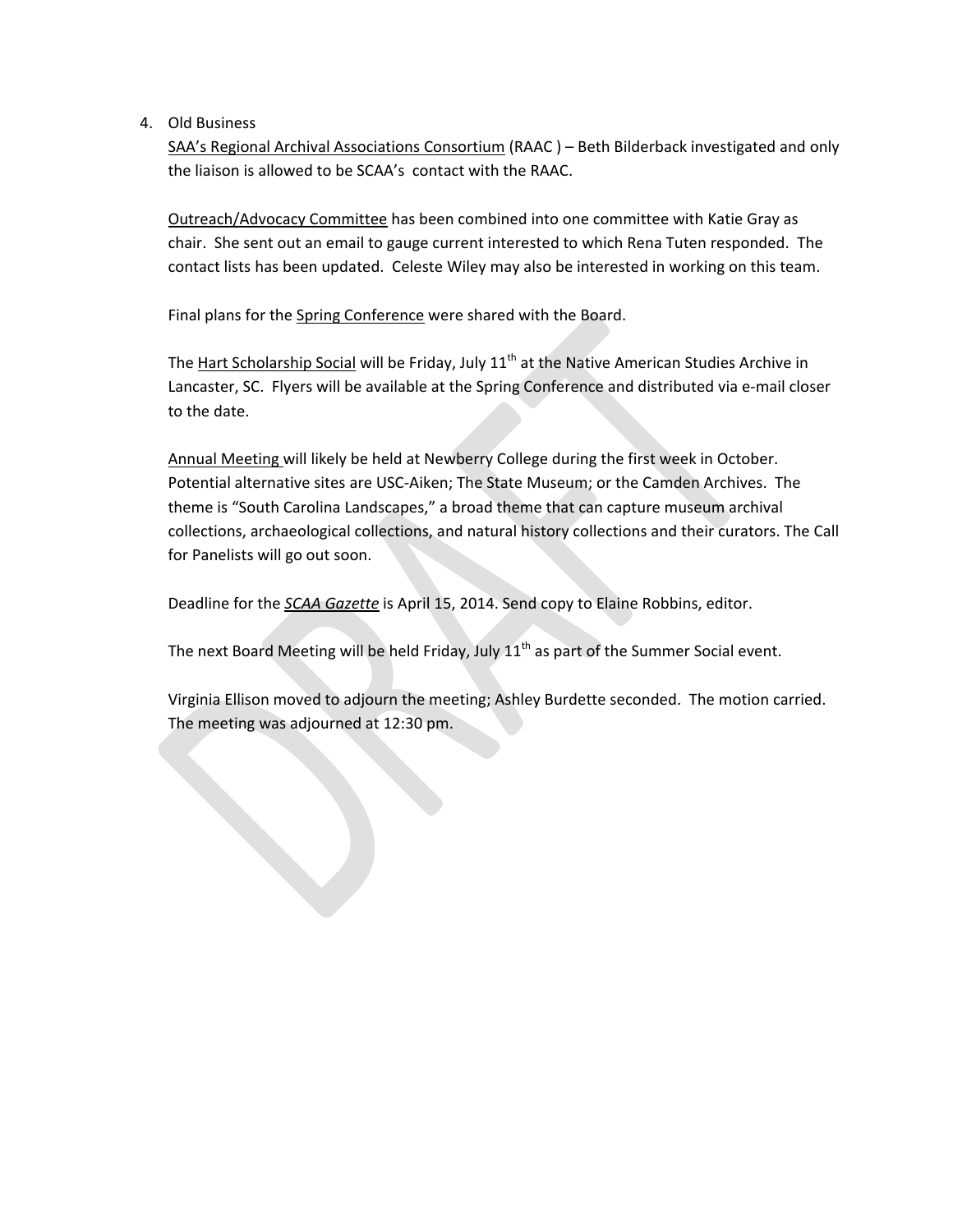4. Old Business

   SAA's Regional Archival Associations Consortium (RAAC ) – Beth Bilderback investigated and only the liaison is allowed to be SCAA's contact with the RAAC.

   Outreach/Advocacy Committee has been combined into one committee with Katie Gray as chair. She sent out an email to gauge current interested to which Rena Tuten responded. The contact lists has been updated. Celeste Wiley may also be interested in working on this team.

   Final plans for the Spring Conference were shared with the Board.

   The Hart Scholarship Social will be Friday, July 11th at the Native American Studies Archive in Lancaster, SC. Flyers will be available at the Spring Conference and distributed via e-mail closer to the date.

   Annual Meeting will likely be held at Newberry College during the first week in October. Potential alternative sites are USC-Aiken; The State Museum; or the Camden Archives. The theme is "South Carolina Landscapes," a broad theme that can capture museum archival collections, archaeological collections, and natural history collections and their curators. The Call for Panelists will go out soon.

   Deadline for the ***SCAA Gazette*** is April 15, 2014. Send copy to Elaine Robbins, editor.

   The next Board Meeting will be held Friday, July 11th as part of the Summer Social event.

   Virginia Ellison moved to adjourn the meeting; Ashley Burdette seconded. The motion carried. The meeting was adjourned at 12:30 pm.